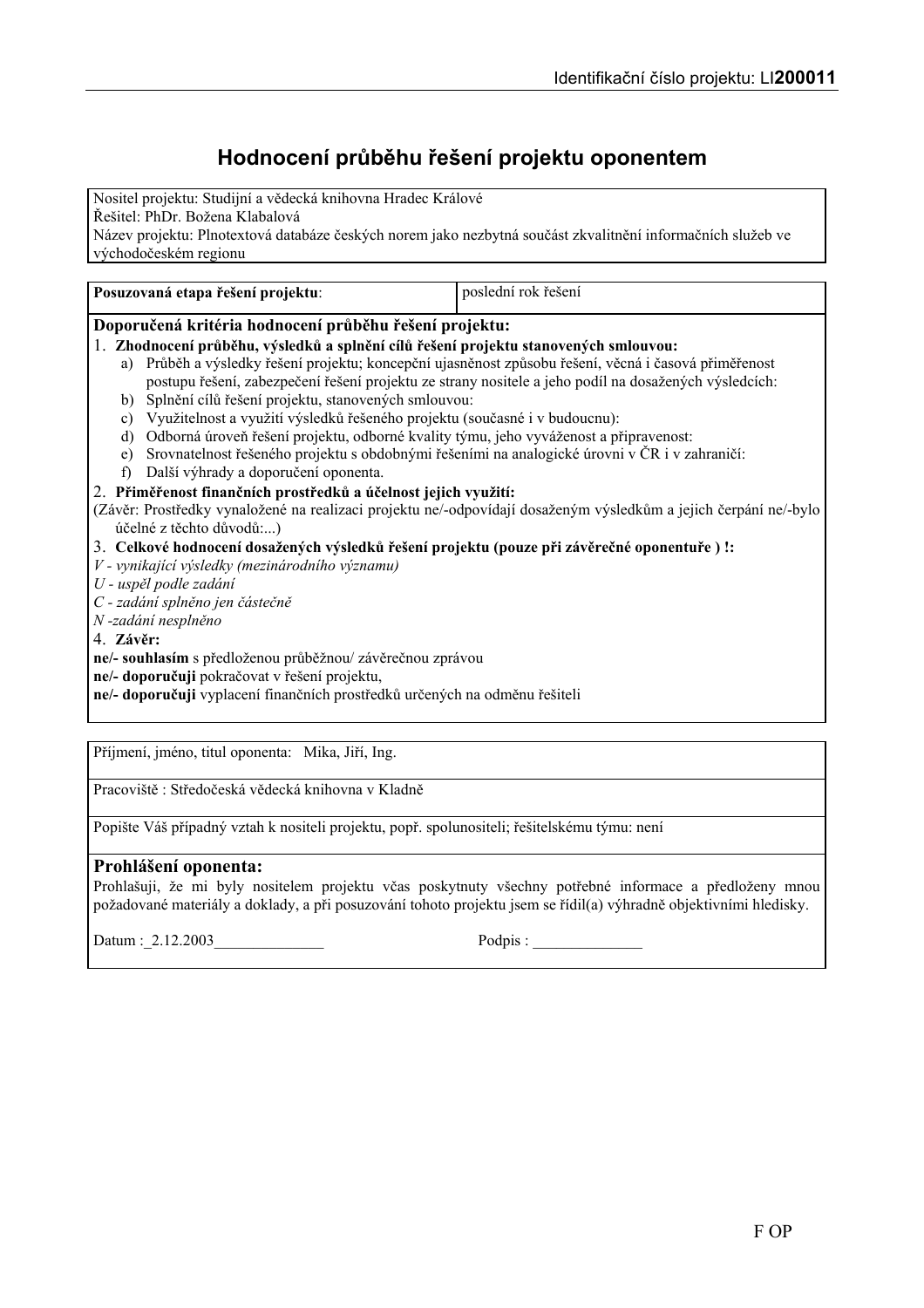Identifikační číslo projektu: LI**200011**

# Hodnocení průběhu řešení projektu oponentem

Nositel projektu: Studijní a vědecká knihovna Hradec Králové
Řešitel: PhDr. Božena Klabalová
Název projektu: Plnotextová databáze českých norem jako nezbytná součást zkvalitnění informačních služeb ve východočeském regionu

| **Posuzovaná etapa řešení projektu**: | poslední rok řešení |
|---|---|

**Doporučená kritéria hodnocení průběhu řešení projektu:**

1. **Zhodnocení průběhu, výsledků a splnění cílů řešení projektu stanovených smlouvou:**
   a) Průběh a výsledky řešení projektu; koncepční ujasněnost způsobu řešení, věcná i časová přiměřenost postupu řešení, zabezpečení řešení projektu ze strany nositele a jeho podíl na dosažených výsledcích:
   b) Splnění cílů řešení projektu, stanovených smlouvou:
   c) Využitelnost a využití výsledků řešeného projektu (současné i v budoucnu):
   d) Odborná úroveň řešení projektu, odborné kvality týmu, jeho vyváženost a připravenost:
   e) Srovnatelnost řešeného projektu s obdobnými řešeními na analogické úrovni v ČR i v zahraničí:
   f) Další výhrady a doporučení oponenta.
2. **Přiměřenost finančních prostředků a účelnost jejich využití:**
   (Závěr: Prostředky vynaložené na realizaci projektu ne/-odpovídají dosaženým výsledkům a jejich čerpání ne/-bylo účelné z těchto důvodů:...)
3. **Celkové hodnocení dosažených výsledků řešení projektu (pouze při závěrečné oponentuře ) !:**
   *V - vynikající výsledky (mezinárodního významu)*
   *U - uspěl podle zadání*
   *C - zadání splněno jen částečně*
   *N -zadání nesplněno*
4. **Závěr:**
   **ne/- souhlasím** s předloženou průběžnou/ závěrečnou zprávou
   **ne/- doporučuji** pokračovat v řešení projektu,
   **ne/- doporučuji** vyplacení finančních prostředků určených na odměnu řešiteli

Příjmení, jméno, titul oponenta: Mika, Jiří, Ing.

Pracoviště : Středočeská vědecká knihovna v Kladně

Popište Váš případný vztah k nositeli projektu, popř. spolunositeli; řešitelskému týmu: není

## Prohlášení oponenta:

Prohlašuji, že mi byly nositelem projektu včas poskytnuty všechny potřebné informace a předloženy mnou požadované materiály a doklady, a při posuzování tohoto projektu jsem se řídil(a) výhradně objektivními hledisky.

Datum :_2.12.2003______________ Podpis : ______________

F OP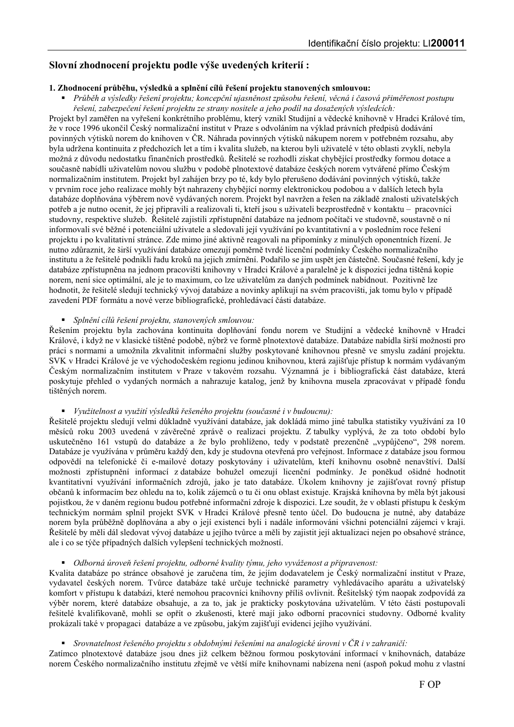## Slovní zhodnocení projektu podle výše uvedených kriterií :

**1. Zhodnocení průběhu, výsledků a splnění cílů řešení projektu stanovených smlouvou:**

- *Průběh a výsledky řešení projektu; koncepční ujasněnost způsobu řešení, věcná i časová přiměřenost postupu řešení, zabezpečení řešení projektu ze strany nositele a jeho podíl na dosažených výsledcích:*

Projekt byl zaměřen na vyřešení konkrétního problému, který vznikl Studijní a vědecké knihovně v Hradci Králové tím, že v roce 1996 ukončil Český normalizační institut v Praze s odvoláním na výklad právních předpisů dodávání povinných výtisků norem do knihoven v ČR. Náhrada povinných výtisků nákupem norem v potřebném rozsahu, aby byla udržena kontinuita z předchozích let a tím i kvalita služeb, na kterou byli uživatelé v této oblasti zvyklí, nebyla možná z důvodu nedostatku finančních prostředků. Řešitelé se rozhodli získat chybějící prostředky formou dotace a současně nabídli uživatelům novou službu v podobě plnotextové databáze českých norem vytvářené přímo Českým normalizačním institutem. Projekt byl zahájen brzy po té, kdy bylo přerušeno dodávání povinných výtisků, takže v prvním roce jeho realizace mohly být nahrazeny chybějící normy elektronickou podobou a v dalších letech byla databáze doplňována výběrem nově vydávaných norem. Projekt byl navržen a řešen na základě znalosti uživatelských potřeb a je nutno ocenit, že jej připravili a realizovali ti, kteří jsou s uživateli bezprostředně v kontaktu – pracovníci studovny, respektive služeb. Řešitelé zajistili zpřístupnění databáze na jednom počítači ve studovně, soustavně o ní informovali své běžné i potenciální uživatele a sledovali její využívání po kvantitativní a v posledním roce řešení projektu i po kvalitativní stránce. Zde mimo jiné aktivně reagovali na připomínky z minulých oponentních řízení. Je nutno zdůraznit, že širší využívání databáze omezují poměrně tvrdé licenční podmínky Českého normalizačního institutu a že řešitelé podnikli řadu kroků na jejich zmírnění. Podařilo se jim uspět jen částečně. Současné řešení, kdy je databáze zpřístupněna na jednom pracovišti knihovny v Hradci Králové a paralelně je k dispozici jedna tištěná kopie norem, není sice optimální, ale je to maximum, co lze uživatelům za daných podmínek nabídnout. Pozitivně lze hodnotit, že řešitelé sledují technický vývoj databáze a novinky aplikují na svém pracovišti, jak tomu bylo v případě zavedení PDF formátu a nové verze bibliografické, prohledávací části databáze.

- *Splnění cílů řešení projektu, stanovených smlouvou:*

Řešením projektu byla zachována kontinuita doplňování fondu norem ve Studijní a vědecké knihovně v Hradci Králové, i když ne v klasické tištěné podobě, nýbrž ve formě plnotextové databáze. Databáze nabídla širší možnosti pro práci s normami a umožnila zkvalitnit informační služby poskytované knihovnou přesně ve smyslu zadání projektu. SVK v Hradci Králové je ve východočeském regionu jedinou knihovnou, která zajišťuje přístup k normám vydávaným Českým normalizačním institutem v Praze v takovém rozsahu. Významná je i bibliografická část databáze, která poskytuje přehled o vydaných normách a nahrazuje katalog, jenž by knihovna musela zpracovávat v případě fondu tištěných norem.

- *Využitelnost a využití výsledků řešeného projektu (současné i v budoucnu):*

Řešitelé projektu sledují velmi důkladně využívání databáze, jak dokládá mimo jiné tabulka statistiky využívání za 10 měsíců roku 2003 uvedená v závěrečné zprávě o realizaci projektu. Z tabulky vyplývá, že za toto období bylo uskutečněno 161 vstupů do databáze a že bylo prohlíženo, tedy v podstatě prezenčně „vypůjčeno", 298 norem. Databáze je využívána v průměru každý den, kdy je studovna otevřená pro veřejnost. Informace z databáze jsou formou odpovědí na telefonické či e-mailové dotazy poskytovány i uživatelům, kteří knihovnu osobně nenavštíví. Další možnosti zpřístupnění informací z databáze bohužel omezují licenční podmínky. Je poněkud ošidné hodnotit kvantitativní využívání informačních zdrojů, jako je tato databáze. Úkolem knihovny je zajišťovat rovný přístup občanů k informacím bez ohledu na to, kolik zájemců o tu či onu oblast existuje. Krajská knihovna by měla být jakousi pojistkou, že v daném regionu budou potřebné informační zdroje k dispozici. Lze soudit, že v oblasti přístupu k českým technickým normám splnil projekt SVK v Hradci Králové přesně tento účel. Do budoucna je nutné, aby databáze norem byla průběžně doplňována a aby o její existenci byli i nadále informováni všichni potenciální zájemci v kraji. Řešitelé by měli dál sledovat vývoj databáze u jejího tvůrce a měli by zajistit její aktualizaci nejen po obsahové stránce, ale i co se týče případných dalších vylepšení technických možností.

- *Odborná úroveň řešení projektu, odborné kvality týmu, jeho vyváženost a připravenost:*

Kvalita databáze po stránce obsahové je zaručena tím, že jejím dodavatelem je Český normalizační institut v Praze, vydavatel českých norem. Tvůrce databáze také určuje technické parametry vyhledávacího aparátu a uživatelský komfort v přístupu k databázi, které nemohou pracovníci knihovny příliš ovlivnit. Řešitelský tým naopak zodpovídá za výběr norem, které databáze obsahuje, a za to, jak je prakticky poskytována uživatelům. V této části postupovali řešitelé kvalifikovaně, mohli se opřít o zkušenosti, které mají jako odborní pracovníci studovny. Odborné kvality prokázali také v propagaci databáze a ve způsobu, jakým zajišťují evidenci jejího využívání.

- *Srovnatelnost řešeného projektu s obdobnými řešeními na analogické úrovni v ČR i v zahraničí:*

Zatímco plnotextové databáze jsou dnes již celkem běžnou formou poskytování informací v knihovnách, databáze norem Českého normalizačního institutu zřejmě ve větší míře knihovnami nabízena není (aspoň pokud mohu z vlastní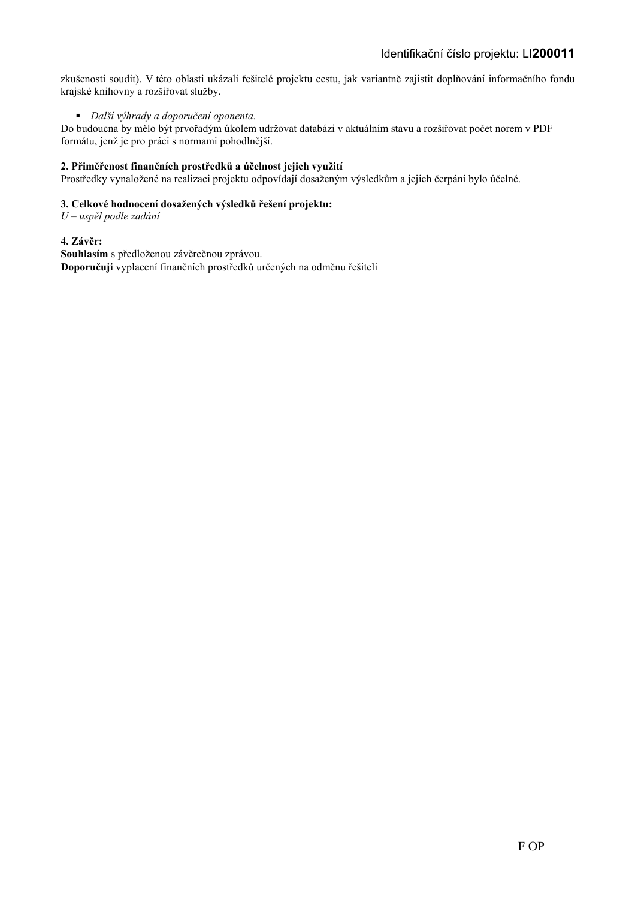zkušenosti soudit). V této oblasti ukázali řešitelé projektu cestu, jak variantně zajistit doplňování informačního fondu krajské knihovny a rozšiřovat služby.

- *Další výhrady a doporučení oponenta.*

Do budoucna by mělo být prvořadým úkolem udržovat databázi v aktuálním stavu a rozšiřovat počet norem v PDF formátu, jenž je pro práci s normami pohodlnější.

**2. Přiměřenost finančních prostředků a účelnost jejich využití**

Prostředky vynaložené na realizaci projektu odpovídají dosaženým výsledkům a jejich čerpání bylo účelné.

**3. Celkové hodnocení dosažených výsledků řešení projektu:**

*U – uspěl podle zadání*

**4. Závěr:**

**Souhlasím** s předloženou závěrečnou zprávou.

**Doporučuji** vyplacení finančních prostředků určených na odměnu řešiteli